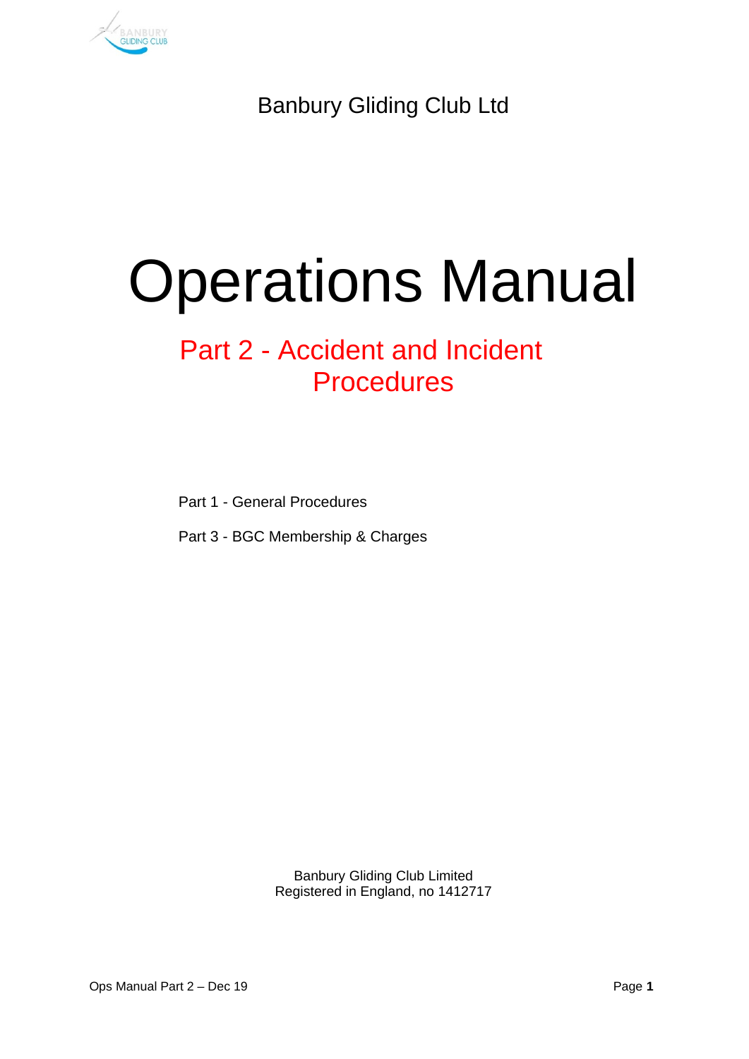Banbury Gliding Club Ltd

# Operations Manual

## Part 2 - Accident and Incident Procedures

Part 1 - General Procedures

Part 3 - BGC Membership & Charges

Banbury Gliding Club Limited
Registered in England, no 1412717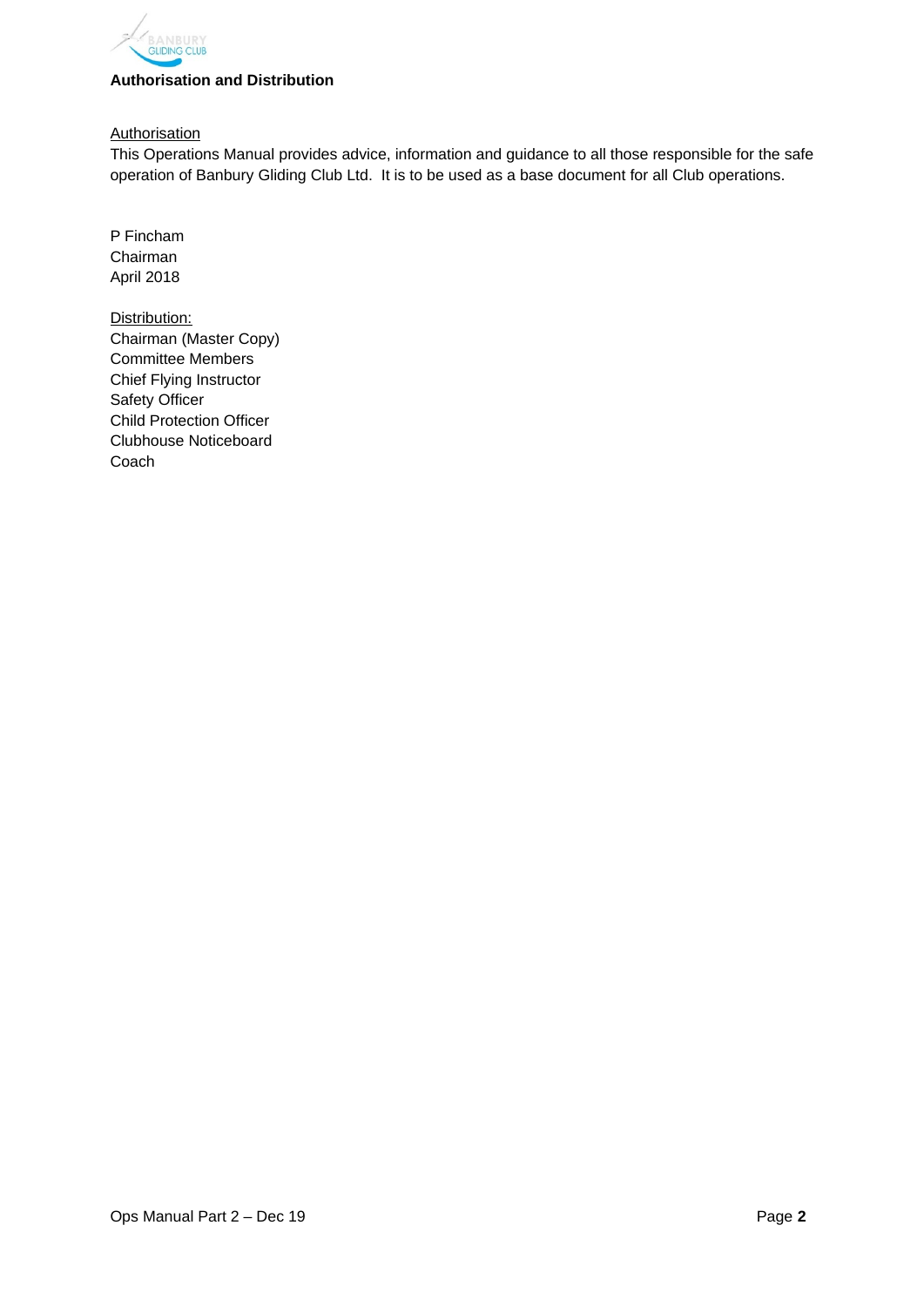## Authorisation and Distribution

Authorisation

This Operations Manual provides advice, information and guidance to all those responsible for the safe operation of Banbury Gliding Club Ltd. It is to be used as a base document for all Club operations.

P Fincham
Chairman
April 2018

Distribution:

Chairman (Master Copy)
Committee Members
Chief Flying Instructor
Safety Officer
Child Protection Officer
Clubhouse Noticeboard
Coach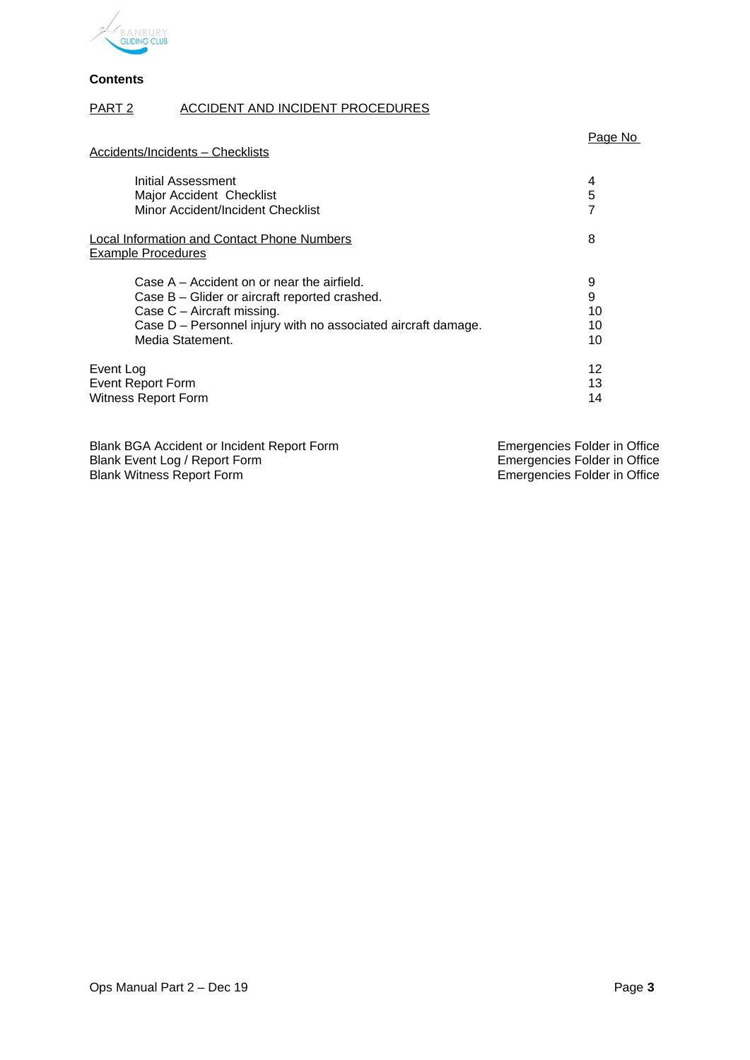**Contents**

PART 2 ACCIDENT AND INCIDENT PROCEDURES

| | Page No |
|---|---|
| Accidents/Incidents – Checklists | |
| Initial Assessment | 4 |
| Major Accident Checklist | 5 |
| Minor Accident/Incident Checklist | 7 |
| Local Information and Contact Phone Numbers | 8 |
| Example Procedures | |
| Case A – Accident on or near the airfield. | 9 |
| Case B – Glider or aircraft reported crashed. | 9 |
| Case C – Aircraft missing. | 10 |
| Case D – Personnel injury with no associated aircraft damage. | 10 |
| Media Statement. | 10 |
| Event Log | 12 |
| Event Report Form | 13 |
| Witness Report Form | 14 |

| | |
|---|---|
| Blank BGA Accident or Incident Report Form | Emergencies Folder in Office |
| Blank Event Log / Report Form | Emergencies Folder in Office |
| Blank Witness Report Form | Emergencies Folder in Office |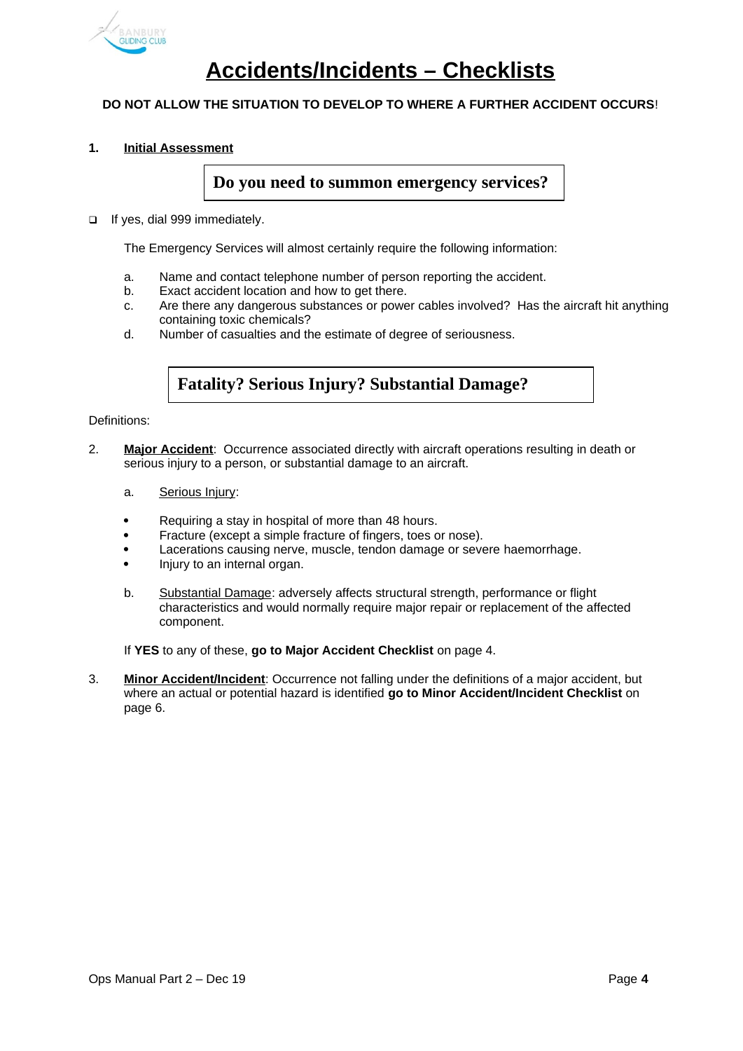# Accidents/Incidents – Checklists

**DO NOT ALLOW THE SITUATION TO DEVELOP TO WHERE A FURTHER ACCIDENT OCCURS!**

**1. Initial Assessment**

**Do you need to summon emergency services?**

- [ ] If yes, dial 999 immediately.

The Emergency Services will almost certainly require the following information:

a. Name and contact telephone number of person reporting the accident.
b. Exact accident location and how to get there.
c. Are there any dangerous substances or power cables involved? Has the aircraft hit anything containing toxic chemicals?
d. Number of casualties and the estimate of degree of seriousness.

**Fatality? Serious Injury? Substantial Damage?**

Definitions:

2. **Major Accident**: Occurrence associated directly with aircraft operations resulting in death or serious injury to a person, or substantial damage to an aircraft.

   a. Serious Injury:

   - Requiring a stay in hospital of more than 48 hours.
   - Fracture (except a simple fracture of fingers, toes or nose).
   - Lacerations causing nerve, muscle, tendon damage or severe haemorrhage.
   - Injury to an internal organ.

   b. Substantial Damage: adversely affects structural strength, performance or flight characteristics and would normally require major repair or replacement of the affected component.

   If **YES** to any of these, **go to Major Accident Checklist** on page 4.

3. **Minor Accident/Incident**: Occurrence not falling under the definitions of a major accident, but where an actual or potential hazard is identified **go to Minor Accident/Incident Checklist** on page 6.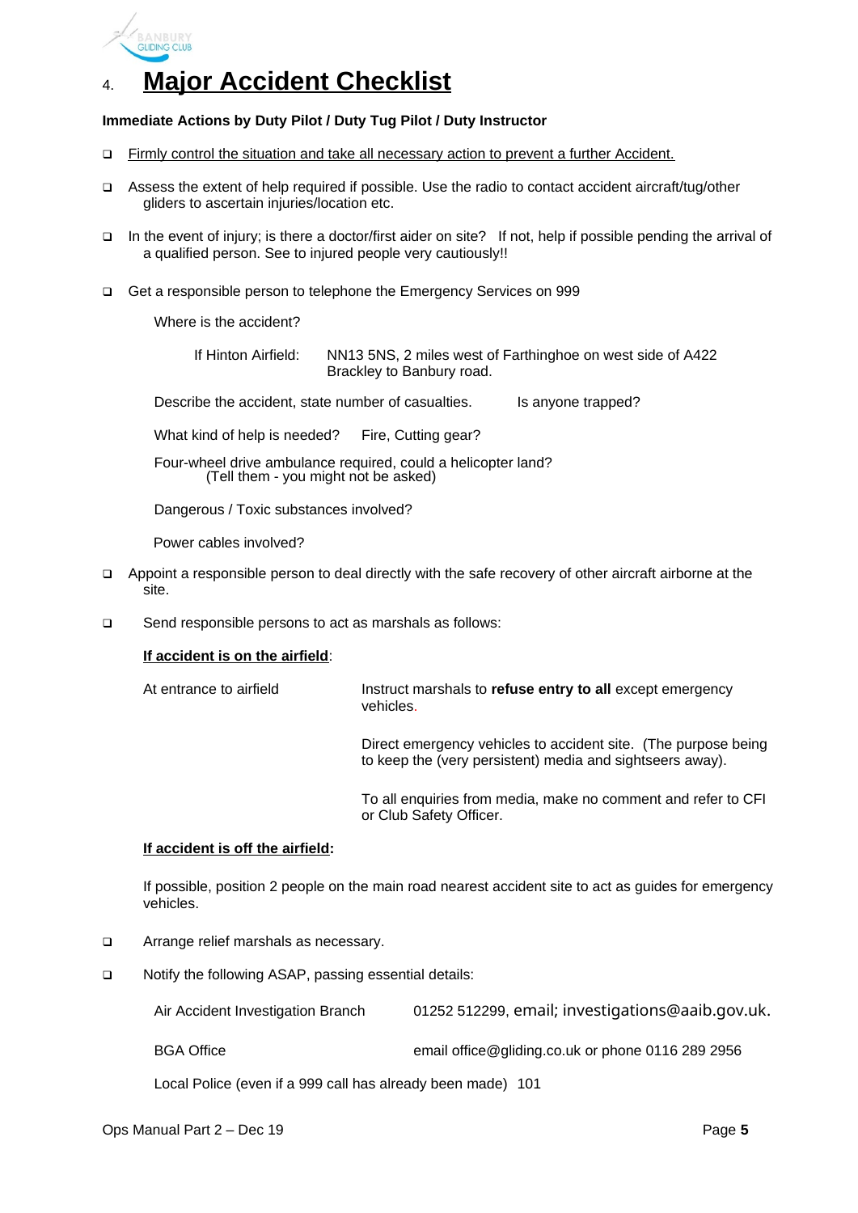# 4. Major Accident Checklist

**Immediate Actions by Duty Pilot / Duty Tug Pilot / Duty Instructor**

- ❑ Firmly control the situation and take all necessary action to prevent a further Accident.
- ❑ Assess the extent of help required if possible. Use the radio to contact accident aircraft/tug/other gliders to ascertain injuries/location etc.
- ❑ In the event of injury; is there a doctor/first aider on site? If not, help if possible pending the arrival of a qualified person. See to injured people very cautiously!!
- ❑ Get a responsible person to telephone the Emergency Services on 999

  Where is the accident?

  If Hinton Airfield: NN13 5NS, 2 miles west of Farthinghoe on west side of A422 Brackley to Banbury road.

  Describe the accident, state number of casualties. Is anyone trapped?

  What kind of help is needed? Fire, Cutting gear?

  Four-wheel drive ambulance required, could a helicopter land? (Tell them - you might not be asked)

  Dangerous / Toxic substances involved?

  Power cables involved?

- ❑ Appoint a responsible person to deal directly with the safe recovery of other aircraft airborne at the site.
- ❑ Send responsible persons to act as marshals as follows:

  **If accident is on the airfield**:

  At entrance to airfield: Instruct marshals to **refuse entry to all** except emergency vehicles.

  Direct emergency vehicles to accident site. (The purpose being to keep the (very persistent) media and sightseers away).

  To all enquiries from media, make no comment and refer to CFI or Club Safety Officer.

  **If accident is off the airfield:**

  If possible, position 2 people on the main road nearest accident site to act as guides for emergency vehicles.

- ❑ Arrange relief marshals as necessary.
- ❑ Notify the following ASAP, passing essential details:

  Air Accident Investigation Branch: 01252 512299, email; investigations@aaib.gov.uk.

  BGA Office: email office@gliding.co.uk or phone 0116 289 2956

  Local Police (even if a 999 call has already been made) 101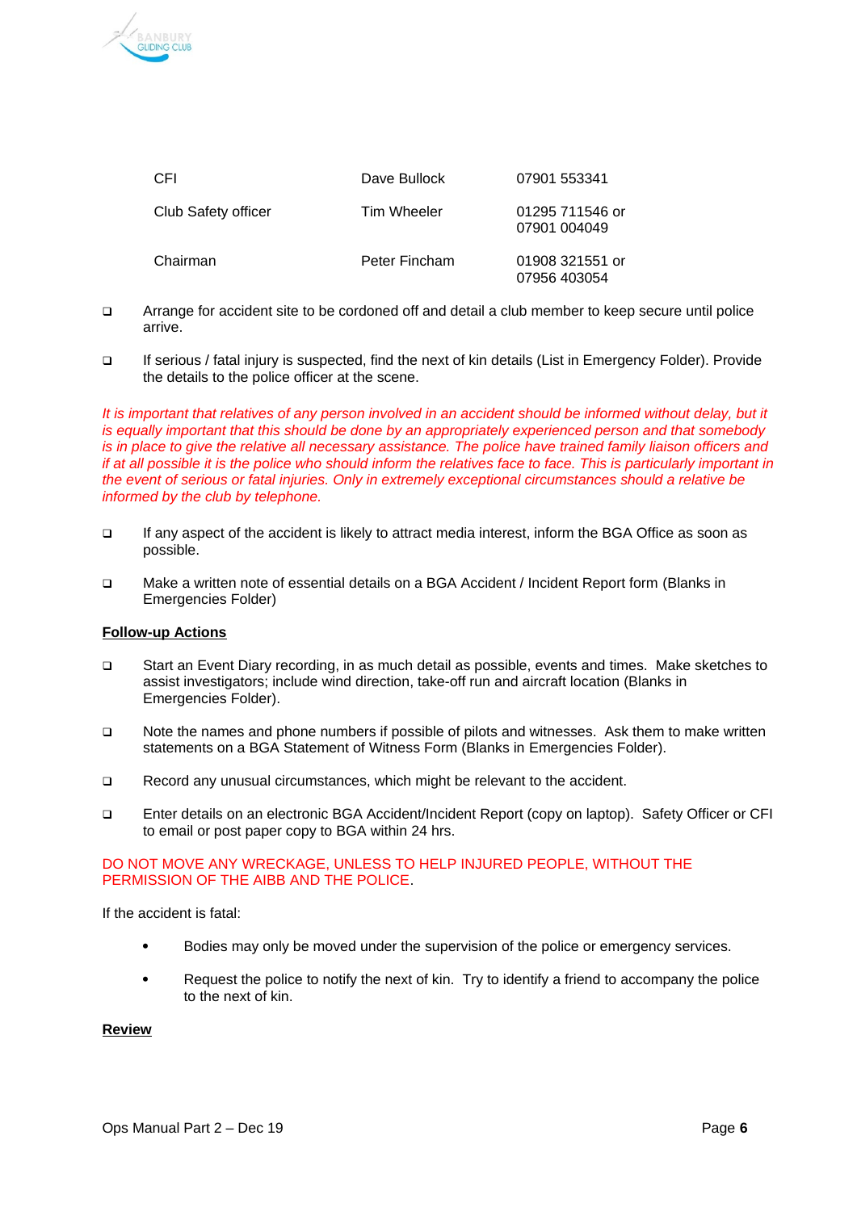| CFI | Dave Bullock | 07901 553341 |
|---|---|---|
| Club Safety officer | Tim Wheeler | 01295 711546 or 07901 004049 |
| Chairman | Peter Fincham | 01908 321551 or 07956 403054 |

- Arrange for accident site to be cordoned off and detail a club member to keep secure until police arrive.
- If serious / fatal injury is suspected, find the next of kin details (List in Emergency Folder). Provide the details to the police officer at the scene.

*It is important that relatives of any person involved in an accident should be informed without delay, but it is equally important that this should be done by an appropriately experienced person and that somebody is in place to give the relative all necessary assistance. The police have trained family liaison officers and if at all possible it is the police who should inform the relatives face to face. This is particularly important in the event of serious or fatal injuries. Only in extremely exceptional circumstances should a relative be informed by the club by telephone.*

- If any aspect of the accident is likely to attract media interest, inform the BGA Office as soon as possible.
- Make a written note of essential details on a BGA Accident / Incident Report form (Blanks in Emergencies Folder)

**Follow-up Actions**

- Start an Event Diary recording, in as much detail as possible, events and times. Make sketches to assist investigators; include wind direction, take-off run and aircraft location (Blanks in Emergencies Folder).
- Note the names and phone numbers if possible of pilots and witnesses. Ask them to make written statements on a BGA Statement of Witness Form (Blanks in Emergencies Folder).
- Record any unusual circumstances, which might be relevant to the accident.
- Enter details on an electronic BGA Accident/Incident Report (copy on laptop). Safety Officer or CFI to email or post paper copy to BGA within 24 hrs.

DO NOT MOVE ANY WRECKAGE, UNLESS TO HELP INJURED PEOPLE, WITHOUT THE PERMISSION OF THE AIBB AND THE POLICE.

If the accident is fatal:

- Bodies may only be moved under the supervision of the police or emergency services.
- Request the police to notify the next of kin. Try to identify a friend to accompany the police to the next of kin.

**Review**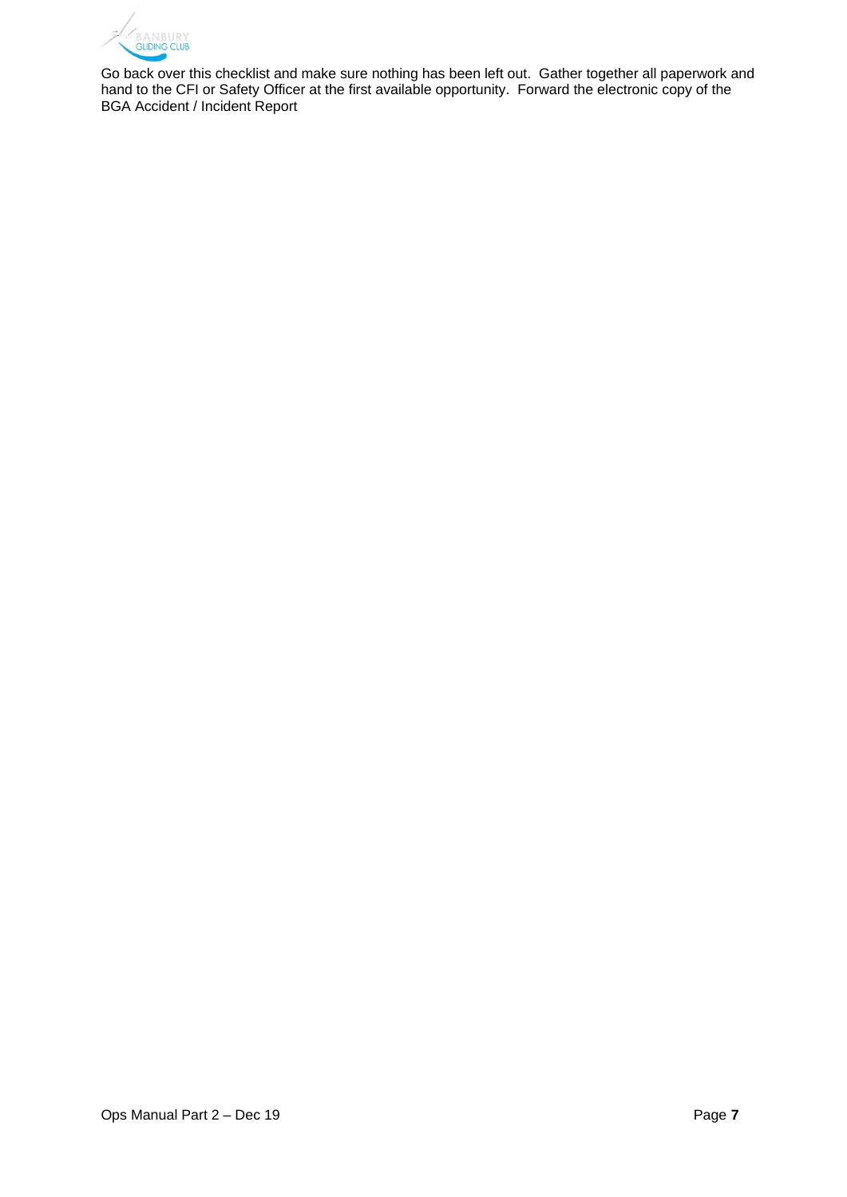Go back over this checklist and make sure nothing has been left out. Gather together all paperwork and hand to the CFI or Safety Officer at the first available opportunity. Forward the electronic copy of the BGA Accident / Incident Report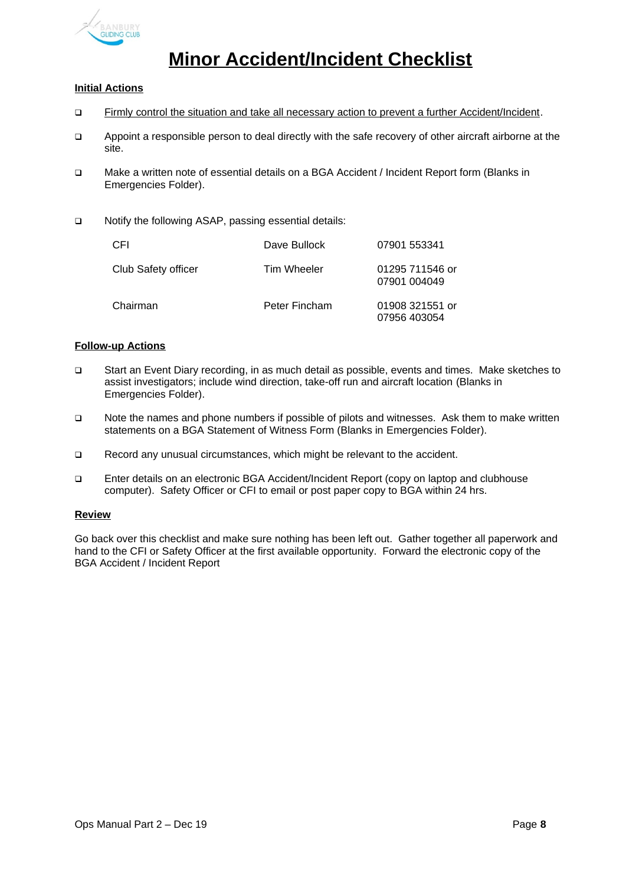# Minor Accident/Incident Checklist

**Initial Actions**

- ❑ Firmly control the situation and take all necessary action to prevent a further Accident/Incident.
- ❑ Appoint a responsible person to deal directly with the safe recovery of other aircraft airborne at the site.
- ❑ Make a written note of essential details on a BGA Accident / Incident Report form (Blanks in Emergencies Folder).
- ❑ Notify the following ASAP, passing essential details:

| | | |
|---|---|---|
| CFI | Dave Bullock | 07901 553341 |
| Club Safety officer | Tim Wheeler | 01295 711546 or 07901 004049 |
| Chairman | Peter Fincham | 01908 321551 or 07956 403054 |

**Follow-up Actions**

- ❑ Start an Event Diary recording, in as much detail as possible, events and times. Make sketches to assist investigators; include wind direction, take-off run and aircraft location (Blanks in Emergencies Folder).
- ❑ Note the names and phone numbers if possible of pilots and witnesses. Ask them to make written statements on a BGA Statement of Witness Form (Blanks in Emergencies Folder).
- ❑ Record any unusual circumstances, which might be relevant to the accident.
- ❑ Enter details on an electronic BGA Accident/Incident Report (copy on laptop and clubhouse computer). Safety Officer or CFI to email or post paper copy to BGA within 24 hrs.

**Review**

Go back over this checklist and make sure nothing has been left out. Gather together all paperwork and hand to the CFI or Safety Officer at the first available opportunity. Forward the electronic copy of the BGA Accident / Incident Report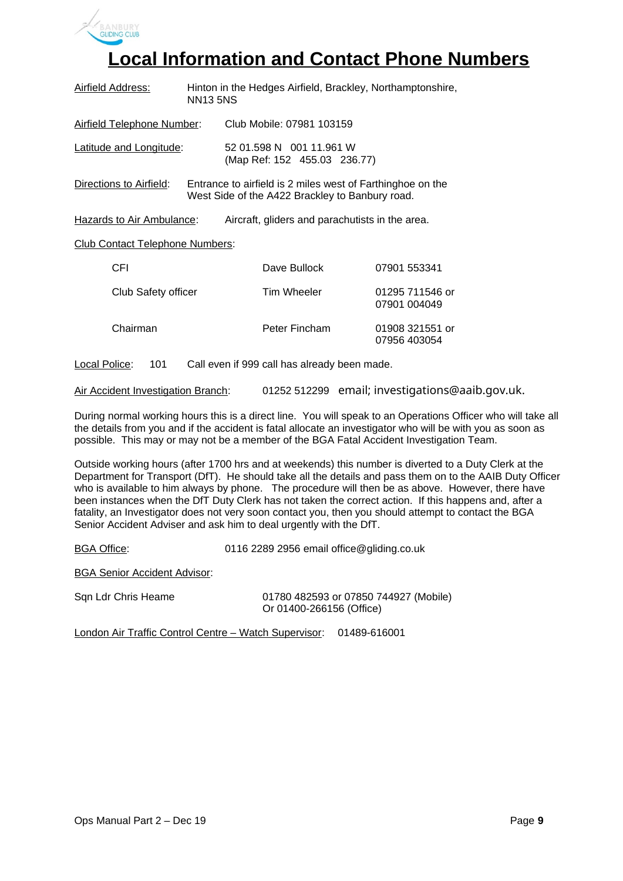# Local Information and Contact Phone Numbers

Airfield Address: Hinton in the Hedges Airfield, Brackley, Northamptonshire, NN13 5NS

Airfield Telephone Number: Club Mobile: 07981 103159

Latitude and Longitude: 52 01.598 N 001 11.961 W
(Map Ref: 152 455.03 236.77)

Directions to Airfield: Entrance to airfield is 2 miles west of Farthinghoe on the West Side of the A422 Brackley to Banbury road.

Hazards to Air Ambulance: Aircraft, gliders and parachutists in the area.

Club Contact Telephone Numbers:

| | | |
|---|---|---|
| CFI | Dave Bullock | 07901 553341 |
| Club Safety officer | Tim Wheeler | 01295 711546 or 07901 004049 |
| Chairman | Peter Fincham | 01908 321551 or 07956 403054 |

Local Police: 101 Call even if 999 call has already been made.

Air Accident Investigation Branch: 01252 512299 email; investigations@aaib.gov.uk.

During normal working hours this is a direct line. You will speak to an Operations Officer who will take all the details from you and if the accident is fatal allocate an investigator who will be with you as soon as possible. This may or may not be a member of the BGA Fatal Accident Investigation Team.

Outside working hours (after 1700 hrs and at weekends) this number is diverted to a Duty Clerk at the Department for Transport (DfT). He should take all the details and pass them on to the AAIB Duty Officer who is available to him always by phone. The procedure will then be as above. However, there have been instances when the DfT Duty Clerk has not taken the correct action. If this happens and, after a fatality, an Investigator does not very soon contact you, then you should attempt to contact the BGA Senior Accident Adviser and ask him to deal urgently with the DfT.

BGA Office: 0116 2289 2956 email office@gliding.co.uk

BGA Senior Accident Advisor:

Sqn Ldr Chris Heame 01780 482593 or 07850 744927 (Mobile)
Or 01400-266156 (Office)

London Air Traffic Control Centre – Watch Supervisor: 01489-616001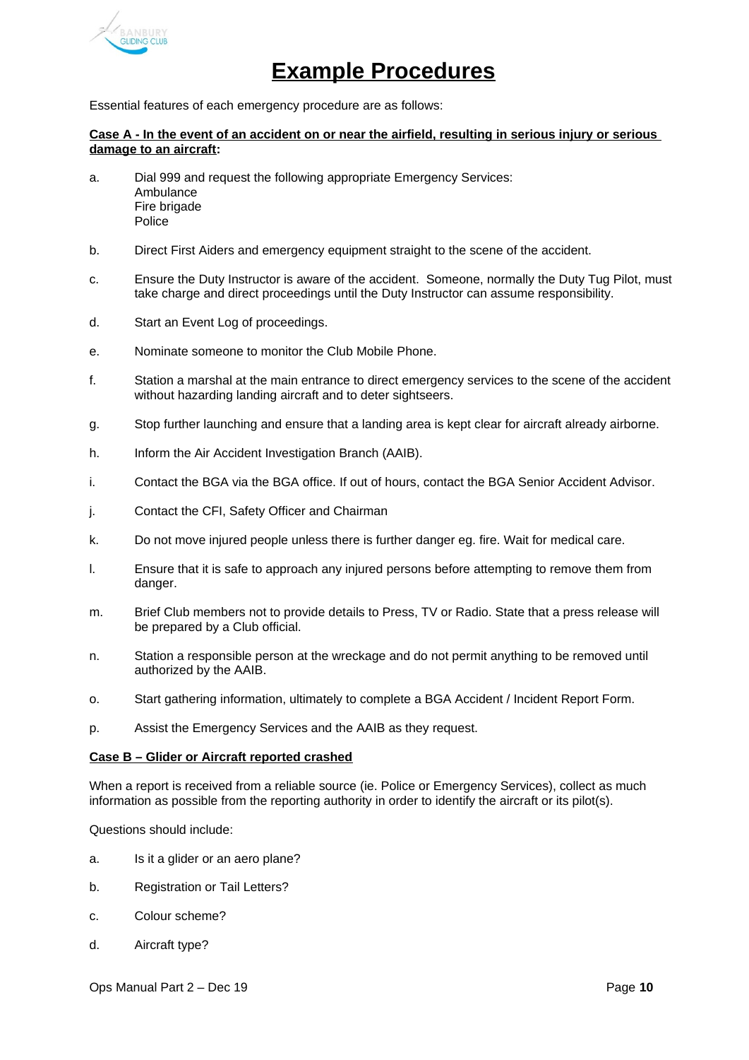# Example Procedures

Essential features of each emergency procedure are as follows:

**Case A - In the event of an accident on or near the airfield, resulting in serious injury or serious damage to an aircraft:**

a. Dial 999 and request the following appropriate Emergency Services:
   Ambulance
   Fire brigade
   Police

b. Direct First Aiders and emergency equipment straight to the scene of the accident.

c. Ensure the Duty Instructor is aware of the accident. Someone, normally the Duty Tug Pilot, must take charge and direct proceedings until the Duty Instructor can assume responsibility.

d. Start an Event Log of proceedings.

e. Nominate someone to monitor the Club Mobile Phone.

f. Station a marshal at the main entrance to direct emergency services to the scene of the accident without hazarding landing aircraft and to deter sightseers.

g. Stop further launching and ensure that a landing area is kept clear for aircraft already airborne.

h. Inform the Air Accident Investigation Branch (AAIB).

i. Contact the BGA via the BGA office. If out of hours, contact the BGA Senior Accident Advisor.

j. Contact the CFI, Safety Officer and Chairman

k. Do not move injured people unless there is further danger eg. fire. Wait for medical care.

l. Ensure that it is safe to approach any injured persons before attempting to remove them from danger.

m. Brief Club members not to provide details to Press, TV or Radio. State that a press release will be prepared by a Club official.

n. Station a responsible person at the wreckage and do not permit anything to be removed until authorized by the AAIB.

o. Start gathering information, ultimately to complete a BGA Accident / Incident Report Form.

p. Assist the Emergency Services and the AAIB as they request.

**Case B – Glider or Aircraft reported crashed**

When a report is received from a reliable source (ie. Police or Emergency Services), collect as much information as possible from the reporting authority in order to identify the aircraft or its pilot(s).

Questions should include:

a. Is it a glider or an aero plane?

b. Registration or Tail Letters?

c. Colour scheme?

d. Aircraft type?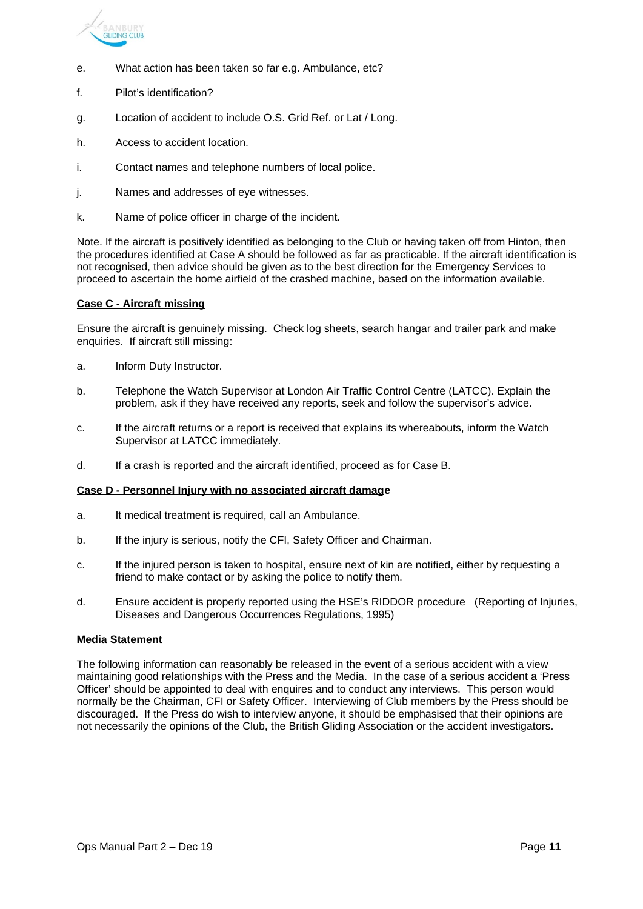e. What action has been taken so far e.g. Ambulance, etc?

f. Pilot's identification?

g. Location of accident to include O.S. Grid Ref. or Lat / Long.

h. Access to accident location.

i. Contact names and telephone numbers of local police.

j. Names and addresses of eye witnesses.

k. Name of police officer in charge of the incident.

Note. If the aircraft is positively identified as belonging to the Club or having taken off from Hinton, then the procedures identified at Case A should be followed as far as practicable. If the aircraft identification is not recognised, then advice should be given as to the best direction for the Emergency Services to proceed to ascertain the home airfield of the crashed machine, based on the information available.

**Case C - Aircraft missing**

Ensure the aircraft is genuinely missing. Check log sheets, search hangar and trailer park and make enquiries. If aircraft still missing:

a. Inform Duty Instructor.

b. Telephone the Watch Supervisor at London Air Traffic Control Centre (LATCC). Explain the problem, ask if they have received any reports, seek and follow the supervisor's advice.

c. If the aircraft returns or a report is received that explains its whereabouts, inform the Watch Supervisor at LATCC immediately.

d. If a crash is reported and the aircraft identified, proceed as for Case B.

**Case D - Personnel Injury with no associated aircraft damage**

a. It medical treatment is required, call an Ambulance.

b. If the injury is serious, notify the CFI, Safety Officer and Chairman.

c. If the injured person is taken to hospital, ensure next of kin are notified, either by requesting a friend to make contact or by asking the police to notify them.

d. Ensure accident is properly reported using the HSE's RIDDOR procedure (Reporting of Injuries, Diseases and Dangerous Occurrences Regulations, 1995)

**Media Statement**

The following information can reasonably be released in the event of a serious accident with a view maintaining good relationships with the Press and the Media. In the case of a serious accident a 'Press Officer' should be appointed to deal with enquires and to conduct any interviews. This person would normally be the Chairman, CFI or Safety Officer. Interviewing of Club members by the Press should be discouraged. If the Press do wish to interview anyone, it should be emphasised that their opinions are not necessarily the opinions of the Club, the British Gliding Association or the accident investigators.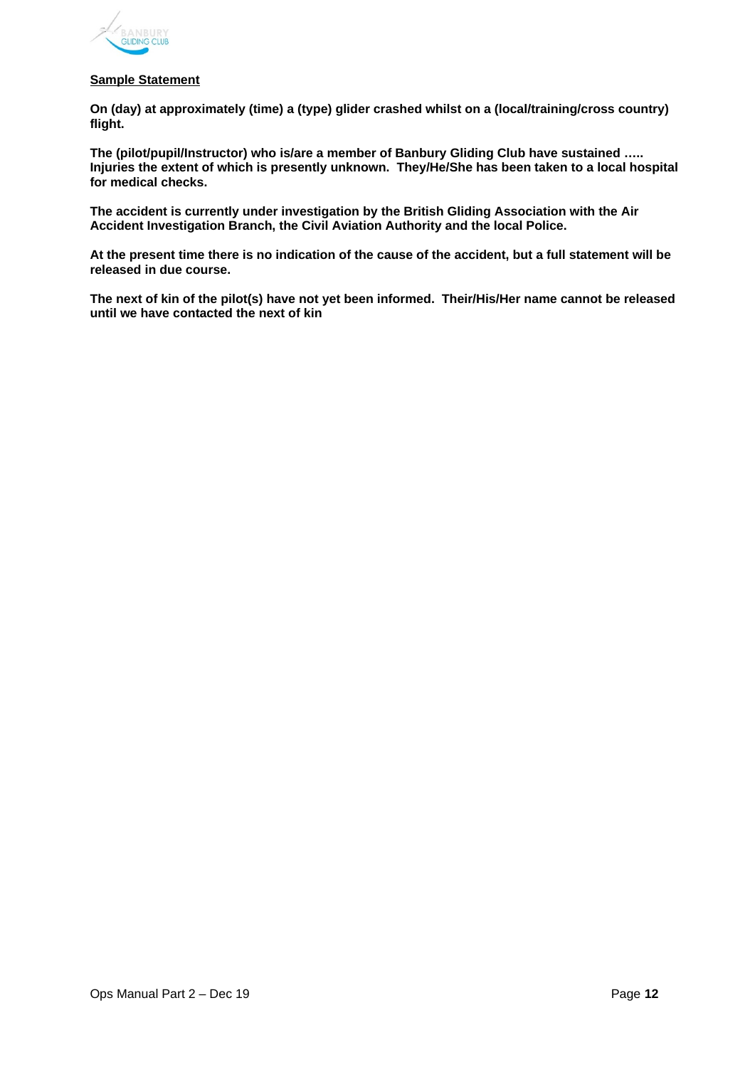**Sample Statement**

**On (day) at approximately (time) a (type) glider crashed whilst on a (local/training/cross country) flight.**

**The (pilot/pupil/Instructor) who is/are a member of Banbury Gliding Club have sustained ….. Injuries the extent of which is presently unknown. They/He/She has been taken to a local hospital for medical checks.**

**The accident is currently under investigation by the British Gliding Association with the Air Accident Investigation Branch, the Civil Aviation Authority and the local Police.**

**At the present time there is no indication of the cause of the accident, but a full statement will be released in due course.**

**The next of kin of the pilot(s) have not yet been informed. Their/His/Her name cannot be released until we have contacted the next of kin**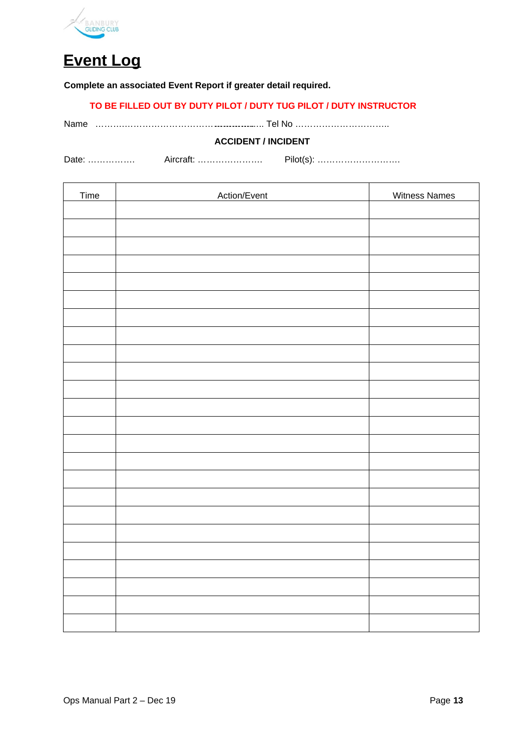# Event Log

**Complete an associated Event Report if greater detail required.**

**TO BE FILLED OUT BY DUTY PILOT / DUTY TUG PILOT / DUTY INSTRUCTOR**

Name ………………………………………………….. Tel No …………………………..

**ACCIDENT / INCIDENT**

Date: ……………. Aircraft: …………………. Pilot(s): ……………………….

| Time | Action/Event | Witness Names |
|---|---|---|
| | | |
| | | |
| | | |
| | | |
| | | |
| | | |
| | | |
| | | |
| | | |
| | | |
| | | |
| | | |
| | | |
| | | |
| | | |
| | | |
| | | |
| | | |
| | | |
| | | |
| | | |
| | | |
| | | |
| | | |

Ops Manual Part 2 – Dec 19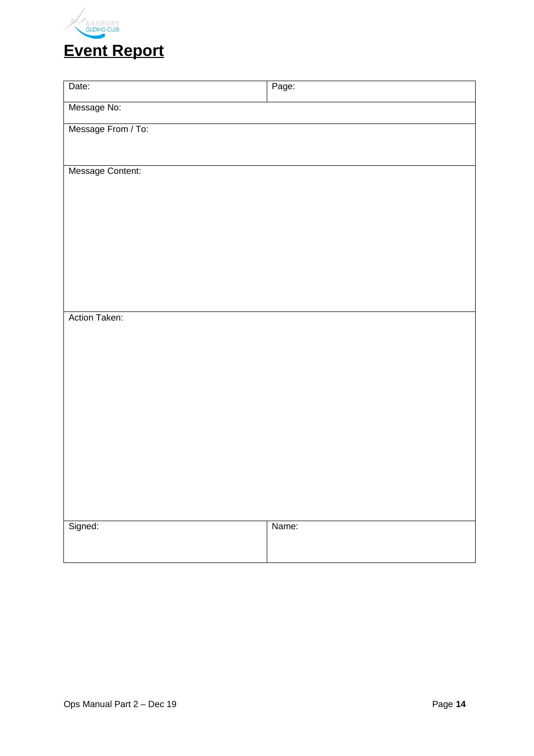# Event Report

| Date: | Page: |
|---|---|
| Message No: | |
| Message From / To: | |
| Message Content: | |
| Action Taken: | |
| Signed: | Name: |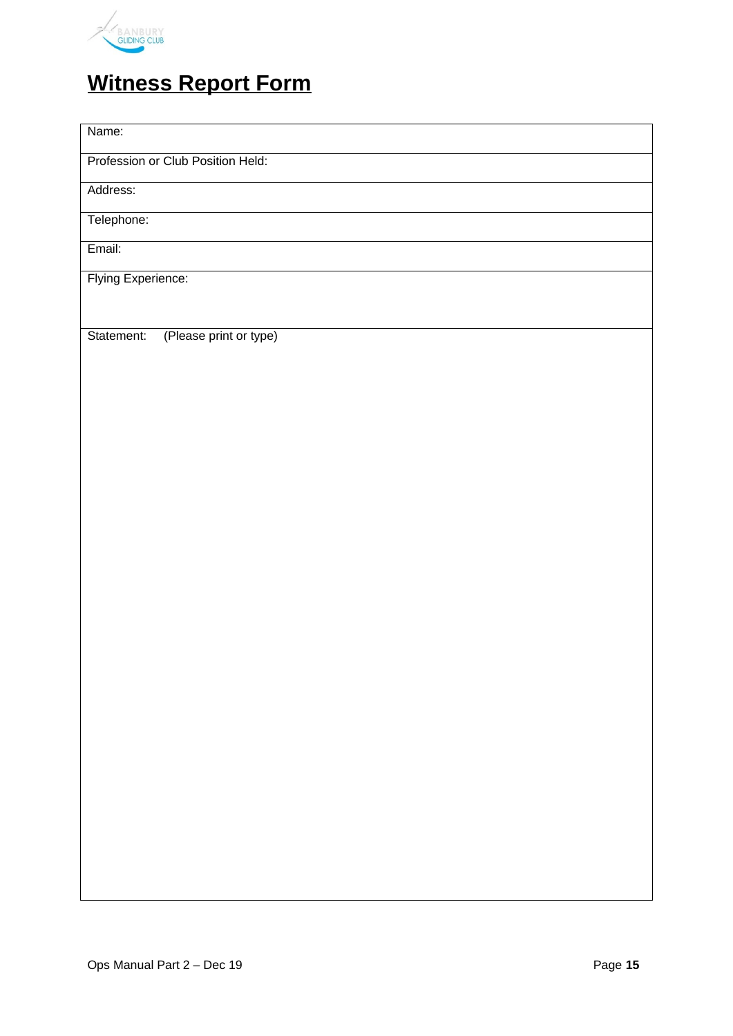# Witness Report Form

| |
|---|
| Name: |
| Profession or Club Position Held: |
| Address: |
| Telephone: |
| Email: |
| Flying Experience: |
| Statement: (Please print or type) |